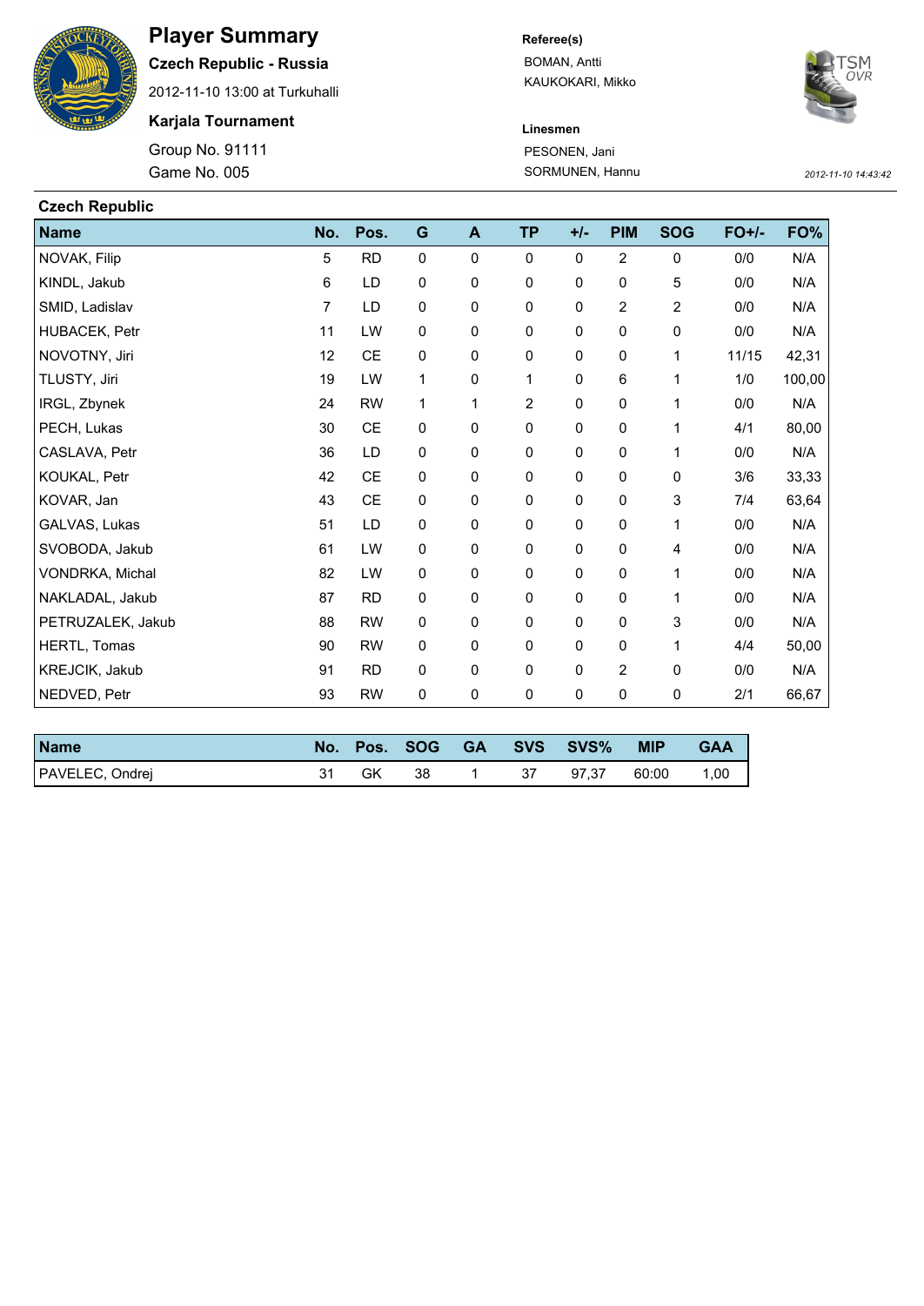# Player Summary

**Czech Republic - Russia**

2012-11-10 13:00 at Turkuhalli

**Karjala Tournament**

Group No. 91111

Game No. 005

**Referee(s)**

BOMAN, Antti

KAUKOKARI, Mikko

**Linesmen**

PESONEN, Jani

SORMUNEN, Hannu

*2012-11-10 14:43:42*

## Czech Republic

| Name | No. | Pos. | G | A | TP | +/- | PIM | SOG | FO+/- | FO% |
|---|---|---|---|---|---|---|---|---|---|---|
| NOVAK, Filip | 5 | RD | 0 | 0 | 0 | 0 | 2 | 0 | 0/0 | N/A |
| KINDL, Jakub | 6 | LD | 0 | 0 | 0 | 0 | 0 | 5 | 0/0 | N/A |
| SMID, Ladislav | 7 | LD | 0 | 0 | 0 | 0 | 2 | 2 | 0/0 | N/A |
| HUBACEK, Petr | 11 | LW | 0 | 0 | 0 | 0 | 0 | 0 | 0/0 | N/A |
| NOVOTNY, Jiri | 12 | CE | 0 | 0 | 0 | 0 | 0 | 1 | 11/15 | 42,31 |
| TLUSTY, Jiri | 19 | LW | 1 | 0 | 1 | 0 | 6 | 1 | 1/0 | 100,00 |
| IRGL, Zbynek | 24 | RW | 1 | 1 | 2 | 0 | 0 | 1 | 0/0 | N/A |
| PECH, Lukas | 30 | CE | 0 | 0 | 0 | 0 | 0 | 1 | 4/1 | 80,00 |
| CASLAVA, Petr | 36 | LD | 0 | 0 | 0 | 0 | 0 | 1 | 0/0 | N/A |
| KOUKAL, Petr | 42 | CE | 0 | 0 | 0 | 0 | 0 | 0 | 3/6 | 33,33 |
| KOVAR, Jan | 43 | CE | 0 | 0 | 0 | 0 | 0 | 3 | 7/4 | 63,64 |
| GALVAS, Lukas | 51 | LD | 0 | 0 | 0 | 0 | 0 | 1 | 0/0 | N/A |
| SVOBODA, Jakub | 61 | LW | 0 | 0 | 0 | 0 | 0 | 4 | 0/0 | N/A |
| VONDRKA, Michal | 82 | LW | 0 | 0 | 0 | 0 | 0 | 1 | 0/0 | N/A |
| NAKLADAL, Jakub | 87 | RD | 0 | 0 | 0 | 0 | 0 | 1 | 0/0 | N/A |
| PETRUZALEK, Jakub | 88 | RW | 0 | 0 | 0 | 0 | 0 | 3 | 0/0 | N/A |
| HERTL, Tomas | 90 | RW | 0 | 0 | 0 | 0 | 0 | 1 | 4/4 | 50,00 |
| KREJCIK, Jakub | 91 | RD | 0 | 0 | 0 | 0 | 2 | 0 | 0/0 | N/A |
| NEDVED, Petr | 93 | RW | 0 | 0 | 0 | 0 | 0 | 0 | 2/1 | 66,67 |

| Name | No. | Pos. | SOG | GA | SVS | SVS% | MIP | GAA |
|---|---|---|---|---|---|---|---|---|
| PAVELEC, Ondrej | 31 | GK | 38 | 1 | 37 | 97,37 | 60:00 | 1,00 |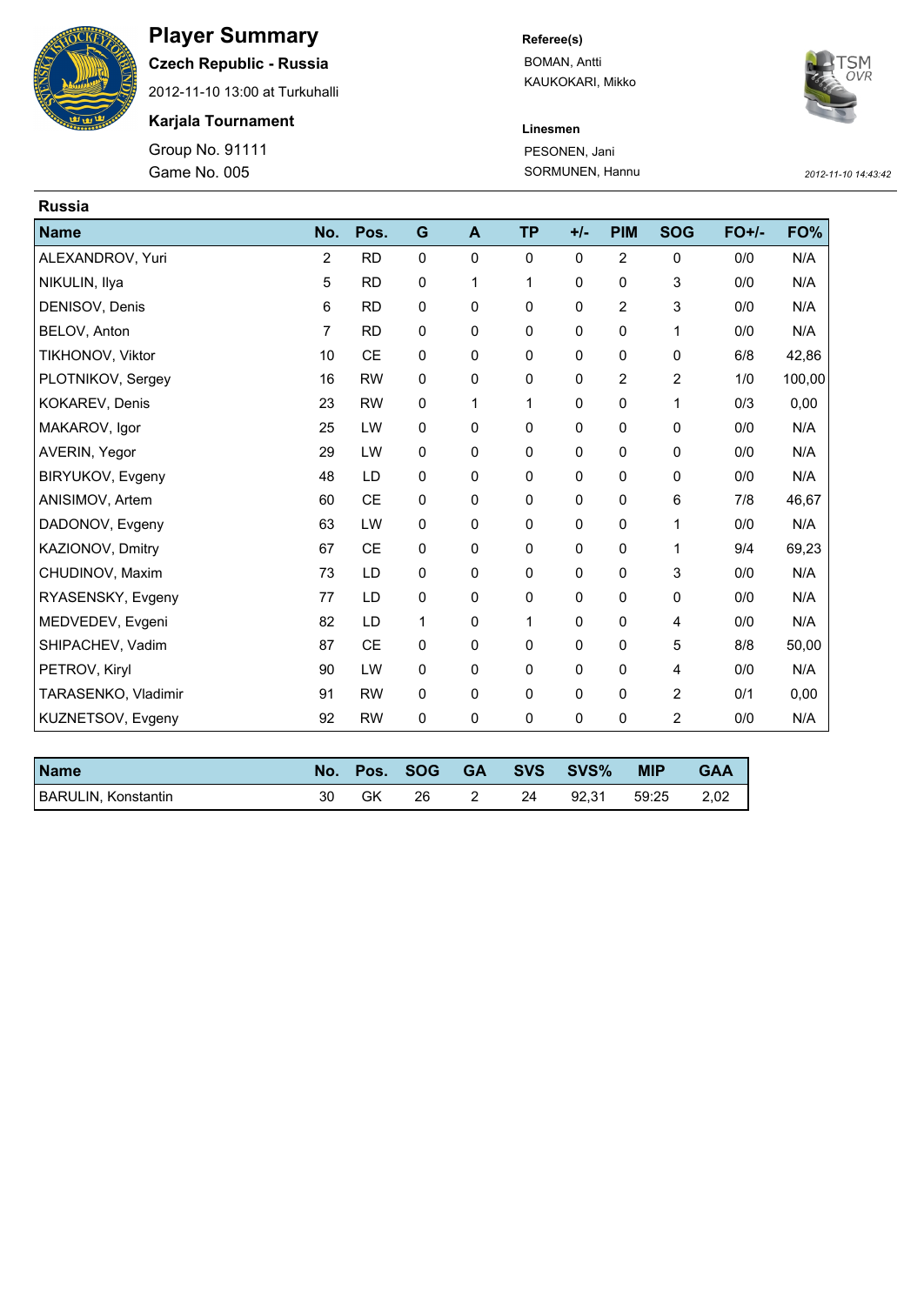# Player Summary

**Czech Republic - Russia**

2012-11-10 13:00 at Turkuhalli

**Karjala Tournament**

Group No. 91111

Game No. 005

**Referee(s)**

BOMAN, Antti

KAUKOKARI, Mikko

**Linesmen**

PESONEN, Jani

SORMUNEN, Hannu

*2012-11-10 14:43:42*

## Russia

| Name | No. | Pos. | G | A | TP | +/- | PIM | SOG | FO+/- | FO% |
|---|---|---|---|---|---|---|---|---|---|---|
| ALEXANDROV, Yuri | 2 | RD | 0 | 0 | 0 | 0 | 2 | 0 | 0/0 | N/A |
| NIKULIN, Ilya | 5 | RD | 0 | 1 | 1 | 0 | 0 | 3 | 0/0 | N/A |
| DENISOV, Denis | 6 | RD | 0 | 0 | 0 | 0 | 2 | 3 | 0/0 | N/A |
| BELOV, Anton | 7 | RD | 0 | 0 | 0 | 0 | 0 | 1 | 0/0 | N/A |
| TIKHONOV, Viktor | 10 | CE | 0 | 0 | 0 | 0 | 0 | 0 | 6/8 | 42,86 |
| PLOTNIKOV, Sergey | 16 | RW | 0 | 0 | 0 | 0 | 2 | 2 | 1/0 | 100,00 |
| KOKAREV, Denis | 23 | RW | 0 | 1 | 1 | 0 | 0 | 1 | 0/3 | 0,00 |
| MAKAROV, Igor | 25 | LW | 0 | 0 | 0 | 0 | 0 | 0 | 0/0 | N/A |
| AVERIN, Yegor | 29 | LW | 0 | 0 | 0 | 0 | 0 | 0 | 0/0 | N/A |
| BIRYUKOV, Evgeny | 48 | LD | 0 | 0 | 0 | 0 | 0 | 0 | 0/0 | N/A |
| ANISIMOV, Artem | 60 | CE | 0 | 0 | 0 | 0 | 0 | 6 | 7/8 | 46,67 |
| DADONOV, Evgeny | 63 | LW | 0 | 0 | 0 | 0 | 0 | 1 | 0/0 | N/A |
| KAZIONOV, Dmitry | 67 | CE | 0 | 0 | 0 | 0 | 0 | 1 | 9/4 | 69,23 |
| CHUDINOV, Maxim | 73 | LD | 0 | 0 | 0 | 0 | 0 | 3 | 0/0 | N/A |
| RYASENSKY, Evgeny | 77 | LD | 0 | 0 | 0 | 0 | 0 | 0 | 0/0 | N/A |
| MEDVEDEV, Evgeni | 82 | LD | 1 | 0 | 1 | 0 | 0 | 4 | 0/0 | N/A |
| SHIPACHEV, Vadim | 87 | CE | 0 | 0 | 0 | 0 | 0 | 5 | 8/8 | 50,00 |
| PETROV, Kiryl | 90 | LW | 0 | 0 | 0 | 0 | 0 | 4 | 0/0 | N/A |
| TARASENKO, Vladimir | 91 | RW | 0 | 0 | 0 | 0 | 0 | 2 | 0/1 | 0,00 |
| KUZNETSOV, Evgeny | 92 | RW | 0 | 0 | 0 | 0 | 0 | 2 | 0/0 | N/A |

| Name | No. | Pos. | SOG | GA | SVS | SVS% | MIP | GAA |
|---|---|---|---|---|---|---|---|---|
| BARULIN, Konstantin | 30 | GK | 26 | 2 | 24 | 92,31 | 59:25 | 2,02 |